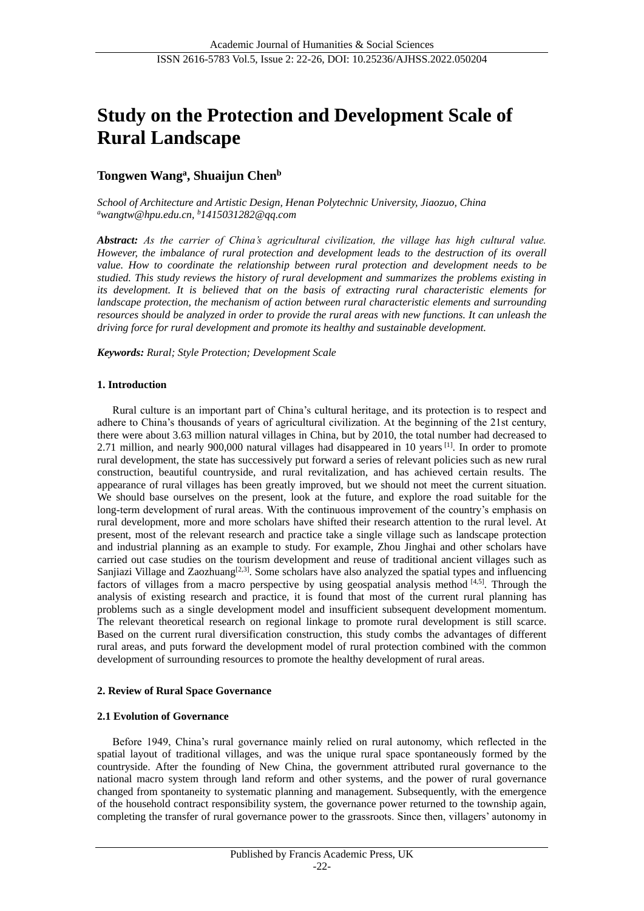# Study on the Protection and Development Scale of Rural Landscape

**Tongwen Wang[a], Shuaijun Chen[b]**

*School of Architecture and Artistic Design, Henan Polytechnic University, Jiaozuo, China*
*[a]wangtw@hpu.edu.cn, [b]1415031282@qq.com*

***Abstract:*** *As the carrier of China's agricultural civilization, the village has high cultural value. However, the imbalance of rural protection and development leads to the destruction of its overall value. How to coordinate the relationship between rural protection and development needs to be studied. This study reviews the history of rural development and summarizes the problems existing in its development. It is believed that on the basis of extracting rural characteristic elements for landscape protection, the mechanism of action between rural characteristic elements and surrounding resources should be analyzed in order to provide the rural areas with new functions. It can unleash the driving force for rural development and promote its healthy and sustainable development.*

***Keywords:*** *Rural; Style Protection; Development Scale*

## 1. Introduction

Rural culture is an important part of China's cultural heritage, and its protection is to respect and adhere to China's thousands of years of agricultural civilization. At the beginning of the 21st century, there were about 3.63 million natural villages in China, but by 2010, the total number had decreased to 2.71 million, and nearly 900,000 natural villages had disappeared in 10 years [1]. In order to promote rural development, the state has successively put forward a series of relevant policies such as new rural construction, beautiful countryside, and rural revitalization, and has achieved certain results. The appearance of rural villages has been greatly improved, but we should not meet the current situation. We should base ourselves on the present, look at the future, and explore the road suitable for the long-term development of rural areas. With the continuous improvement of the country's emphasis on rural development, more and more scholars have shifted their research attention to the rural level. At present, most of the relevant research and practice take a single village such as landscape protection and industrial planning as an example to study. For example, Zhou Jinghai and other scholars have carried out case studies on the tourism development and reuse of traditional ancient villages such as Sanjiazi Village and Zaozhuang[2,3]. Some scholars have also analyzed the spatial types and influencing factors of villages from a macro perspective by using geospatial analysis method [4,5]. Through the analysis of existing research and practice, it is found that most of the current rural planning has problems such as a single development model and insufficient subsequent development momentum. The relevant theoretical research on regional linkage to promote rural development is still scarce. Based on the current rural diversification construction, this study combs the advantages of different rural areas, and puts forward the development model of rural protection combined with the common development of surrounding resources to promote the healthy development of rural areas.

## 2. Review of Rural Space Governance

### 2.1 Evolution of Governance

Before 1949, China's rural governance mainly relied on rural autonomy, which reflected in the spatial layout of traditional villages, and was the unique rural space spontaneously formed by the countryside. After the founding of New China, the government attributed rural governance to the national macro system through land reform and other systems, and the power of rural governance changed from spontaneity to systematic planning and management. Subsequently, with the emergence of the household contract responsibility system, the governance power returned to the township again, completing the transfer of rural governance power to the grassroots. Since then, villagers' autonomy in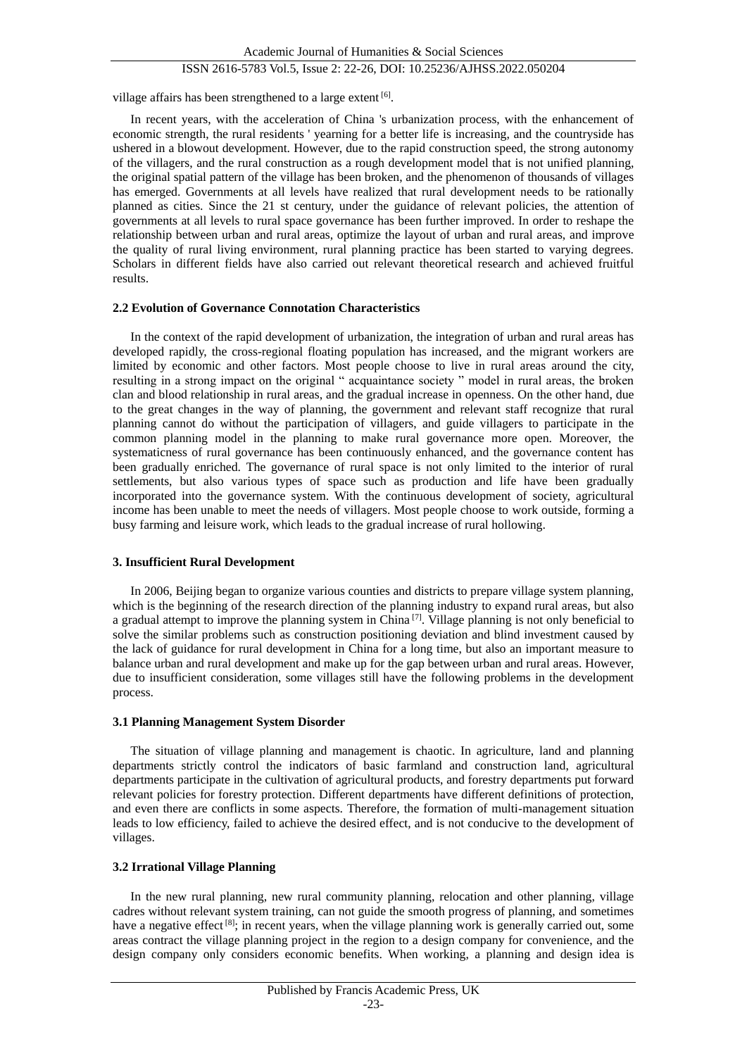village affairs has been strengthened to a large extent [6].

In recent years, with the acceleration of China 's urbanization process, with the enhancement of economic strength, the rural residents ' yearning for a better life is increasing, and the countryside has ushered in a blowout development. However, due to the rapid construction speed, the strong autonomy of the villagers, and the rural construction as a rough development model that is not unified planning, the original spatial pattern of the village has been broken, and the phenomenon of thousands of villages has emerged. Governments at all levels have realized that rural development needs to be rationally planned as cities. Since the 21 st century, under the guidance of relevant policies, the attention of governments at all levels to rural space governance has been further improved. In order to reshape the relationship between urban and rural areas, optimize the layout of urban and rural areas, and improve the quality of rural living environment, rural planning practice has been started to varying degrees. Scholars in different fields have also carried out relevant theoretical research and achieved fruitful results.

### 2.2 Evolution of Governance Connotation Characteristics

In the context of the rapid development of urbanization, the integration of urban and rural areas has developed rapidly, the cross-regional floating population has increased, and the migrant workers are limited by economic and other factors. Most people choose to live in rural areas around the city, resulting in a strong impact on the original " acquaintance society " model in rural areas, the broken clan and blood relationship in rural areas, and the gradual increase in openness. On the other hand, due to the great changes in the way of planning, the government and relevant staff recognize that rural planning cannot do without the participation of villagers, and guide villagers to participate in the common planning model in the planning to make rural governance more open. Moreover, the systematicness of rural governance has been continuously enhanced, and the governance content has been gradually enriched. The governance of rural space is not only limited to the interior of rural settlements, but also various types of space such as production and life have been gradually incorporated into the governance system. With the continuous development of society, agricultural income has been unable to meet the needs of villagers. Most people choose to work outside, forming a busy farming and leisure work, which leads to the gradual increase of rural hollowing.

## 3. Insufficient Rural Development

In 2006, Beijing began to organize various counties and districts to prepare village system planning, which is the beginning of the research direction of the planning industry to expand rural areas, but also a gradual attempt to improve the planning system in China [7]. Village planning is not only beneficial to solve the similar problems such as construction positioning deviation and blind investment caused by the lack of guidance for rural development in China for a long time, but also an important measure to balance urban and rural development and make up for the gap between urban and rural areas. However, due to insufficient consideration, some villages still have the following problems in the development process.

### 3.1 Planning Management System Disorder

The situation of village planning and management is chaotic. In agriculture, land and planning departments strictly control the indicators of basic farmland and construction land, agricultural departments participate in the cultivation of agricultural products, and forestry departments put forward relevant policies for forestry protection. Different departments have different definitions of protection, and even there are conflicts in some aspects. Therefore, the formation of multi-management situation leads to low efficiency, failed to achieve the desired effect, and is not conducive to the development of villages.

### 3.2 Irrational Village Planning

In the new rural planning, new rural community planning, relocation and other planning, village cadres without relevant system training, can not guide the smooth progress of planning, and sometimes have a negative effect [8]; in recent years, when the village planning work is generally carried out, some areas contract the village planning project in the region to a design company for convenience, and the design company only considers economic benefits. When working, a planning and design idea is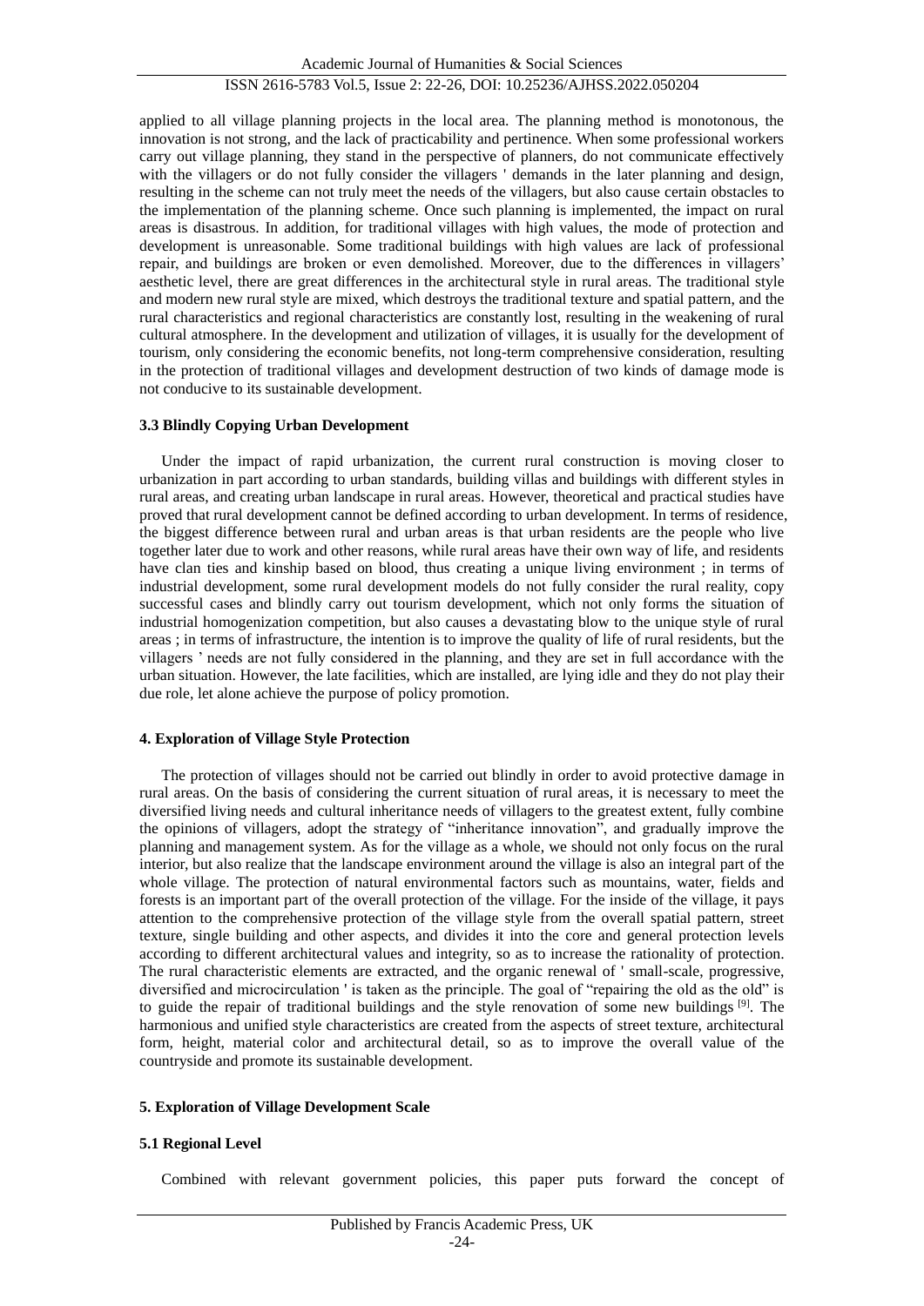applied to all village planning projects in the local area. The planning method is monotonous, the innovation is not strong, and the lack of practicability and pertinence. When some professional workers carry out village planning, they stand in the perspective of planners, do not communicate effectively with the villagers or do not fully consider the villagers ' demands in the later planning and design, resulting in the scheme can not truly meet the needs of the villagers, but also cause certain obstacles to the implementation of the planning scheme. Once such planning is implemented, the impact on rural areas is disastrous. In addition, for traditional villages with high values, the mode of protection and development is unreasonable. Some traditional buildings with high values are lack of professional repair, and buildings are broken or even demolished. Moreover, due to the differences in villagers' aesthetic level, there are great differences in the architectural style in rural areas. The traditional style and modern new rural style are mixed, which destroys the traditional texture and spatial pattern, and the rural characteristics and regional characteristics are constantly lost, resulting in the weakening of rural cultural atmosphere. In the development and utilization of villages, it is usually for the development of tourism, only considering the economic benefits, not long-term comprehensive consideration, resulting in the protection of traditional villages and development destruction of two kinds of damage mode is not conducive to its sustainable development.

### 3.3 Blindly Copying Urban Development

Under the impact of rapid urbanization, the current rural construction is moving closer to urbanization in part according to urban standards, building villas and buildings with different styles in rural areas, and creating urban landscape in rural areas. However, theoretical and practical studies have proved that rural development cannot be defined according to urban development. In terms of residence, the biggest difference between rural and urban areas is that urban residents are the people who live together later due to work and other reasons, while rural areas have their own way of life, and residents have clan ties and kinship based on blood, thus creating a unique living environment ; in terms of industrial development, some rural development models do not fully consider the rural reality, copy successful cases and blindly carry out tourism development, which not only forms the situation of industrial homogenization competition, but also causes a devastating blow to the unique style of rural areas ; in terms of infrastructure, the intention is to improve the quality of life of rural residents, but the villagers ' needs are not fully considered in the planning, and they are set in full accordance with the urban situation. However, the late facilities, which are installed, are lying idle and they do not play their due role, let alone achieve the purpose of policy promotion.

## 4. Exploration of Village Style Protection

The protection of villages should not be carried out blindly in order to avoid protective damage in rural areas. On the basis of considering the current situation of rural areas, it is necessary to meet the diversified living needs and cultural inheritance needs of villagers to the greatest extent, fully combine the opinions of villagers, adopt the strategy of "inheritance innovation", and gradually improve the planning and management system. As for the village as a whole, we should not only focus on the rural interior, but also realize that the landscape environment around the village is also an integral part of the whole village. The protection of natural environmental factors such as mountains, water, fields and forests is an important part of the overall protection of the village. For the inside of the village, it pays attention to the comprehensive protection of the village style from the overall spatial pattern, street texture, single building and other aspects, and divides it into the core and general protection levels according to different architectural values and integrity, so as to increase the rationality of protection. The rural characteristic elements are extracted, and the organic renewal of ' small-scale, progressive, diversified and microcirculation ' is taken as the principle. The goal of "repairing the old as the old" is to guide the repair of traditional buildings and the style renovation of some new buildings [9]. The harmonious and unified style characteristics are created from the aspects of street texture, architectural form, height, material color and architectural detail, so as to improve the overall value of the countryside and promote its sustainable development.

## 5. Exploration of Village Development Scale

### 5.1 Regional Level

Combined with relevant government policies, this paper puts forward the concept of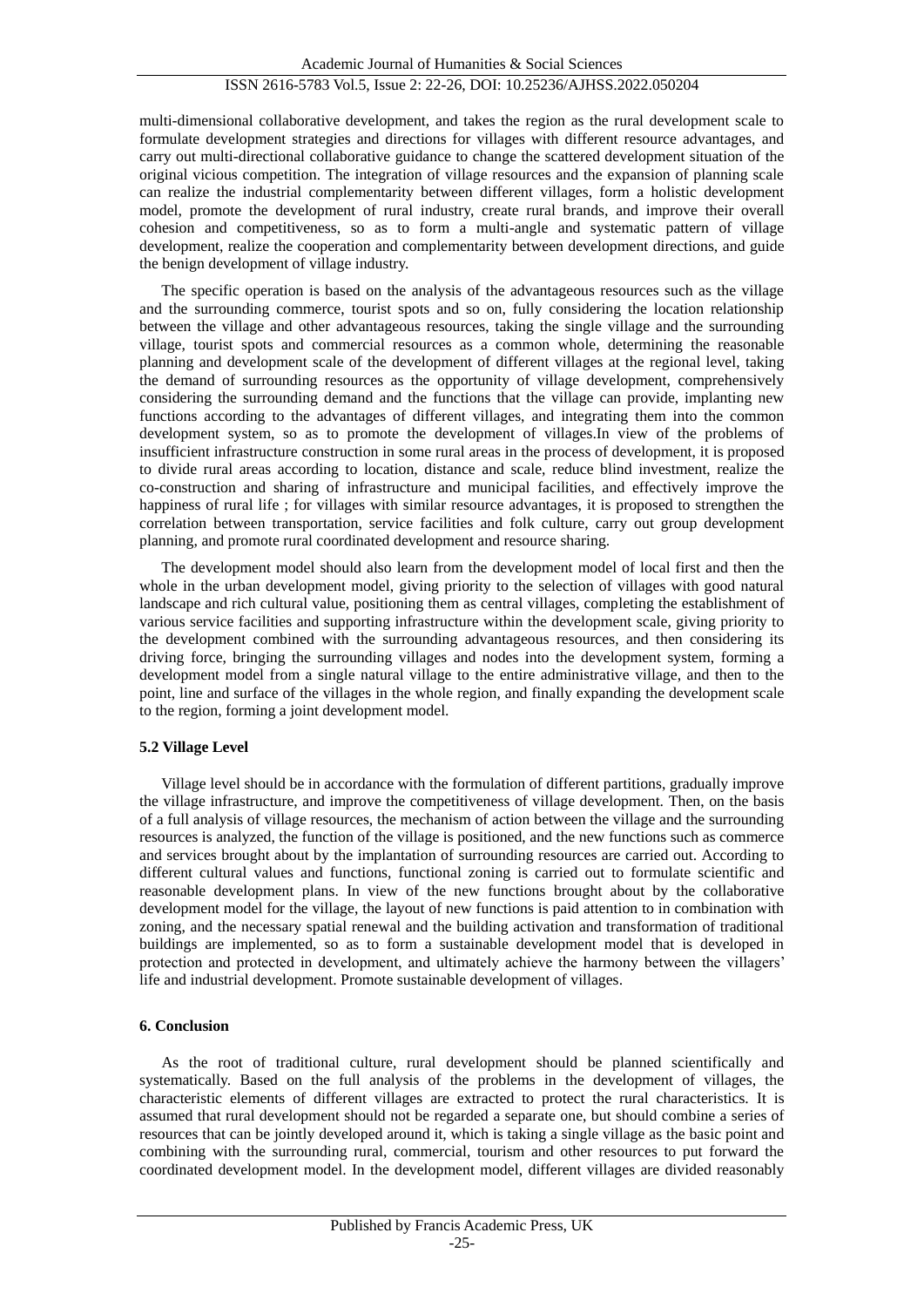multi-dimensional collaborative development, and takes the region as the rural development scale to formulate development strategies and directions for villages with different resource advantages, and carry out multi-directional collaborative guidance to change the scattered development situation of the original vicious competition. The integration of village resources and the expansion of planning scale can realize the industrial complementarity between different villages, form a holistic development model, promote the development of rural industry, create rural brands, and improve their overall cohesion and competitiveness, so as to form a multi-angle and systematic pattern of village development, realize the cooperation and complementarity between development directions, and guide the benign development of village industry.

The specific operation is based on the analysis of the advantageous resources such as the village and the surrounding commerce, tourist spots and so on, fully considering the location relationship between the village and other advantageous resources, taking the single village and the surrounding village, tourist spots and commercial resources as a common whole, determining the reasonable planning and development scale of the development of different villages at the regional level, taking the demand of surrounding resources as the opportunity of village development, comprehensively considering the surrounding demand and the functions that the village can provide, implanting new functions according to the advantages of different villages, and integrating them into the common development system, so as to promote the development of villages.In view of the problems of insufficient infrastructure construction in some rural areas in the process of development, it is proposed to divide rural areas according to location, distance and scale, reduce blind investment, realize the co-construction and sharing of infrastructure and municipal facilities, and effectively improve the happiness of rural life ; for villages with similar resource advantages, it is proposed to strengthen the correlation between transportation, service facilities and folk culture, carry out group development planning, and promote rural coordinated development and resource sharing.

The development model should also learn from the development model of local first and then the whole in the urban development model, giving priority to the selection of villages with good natural landscape and rich cultural value, positioning them as central villages, completing the establishment of various service facilities and supporting infrastructure within the development scale, giving priority to the development combined with the surrounding advantageous resources, and then considering its driving force, bringing the surrounding villages and nodes into the development system, forming a development model from a single natural village to the entire administrative village, and then to the point, line and surface of the villages in the whole region, and finally expanding the development scale to the region, forming a joint development model.

### 5.2 Village Level

Village level should be in accordance with the formulation of different partitions, gradually improve the village infrastructure, and improve the competitiveness of village development. Then, on the basis of a full analysis of village resources, the mechanism of action between the village and the surrounding resources is analyzed, the function of the village is positioned, and the new functions such as commerce and services brought about by the implantation of surrounding resources are carried out. According to different cultural values and functions, functional zoning is carried out to formulate scientific and reasonable development plans. In view of the new functions brought about by the collaborative development model for the village, the layout of new functions is paid attention to in combination with zoning, and the necessary spatial renewal and the building activation and transformation of traditional buildings are implemented, so as to form a sustainable development model that is developed in protection and protected in development, and ultimately achieve the harmony between the villagers' life and industrial development. Promote sustainable development of villages.

## 6. Conclusion

As the root of traditional culture, rural development should be planned scientifically and systematically. Based on the full analysis of the problems in the development of villages, the characteristic elements of different villages are extracted to protect the rural characteristics. It is assumed that rural development should not be regarded a separate one, but should combine a series of resources that can be jointly developed around it, which is taking a single village as the basic point and combining with the surrounding rural, commercial, tourism and other resources to put forward the coordinated development model. In the development model, different villages are divided reasonably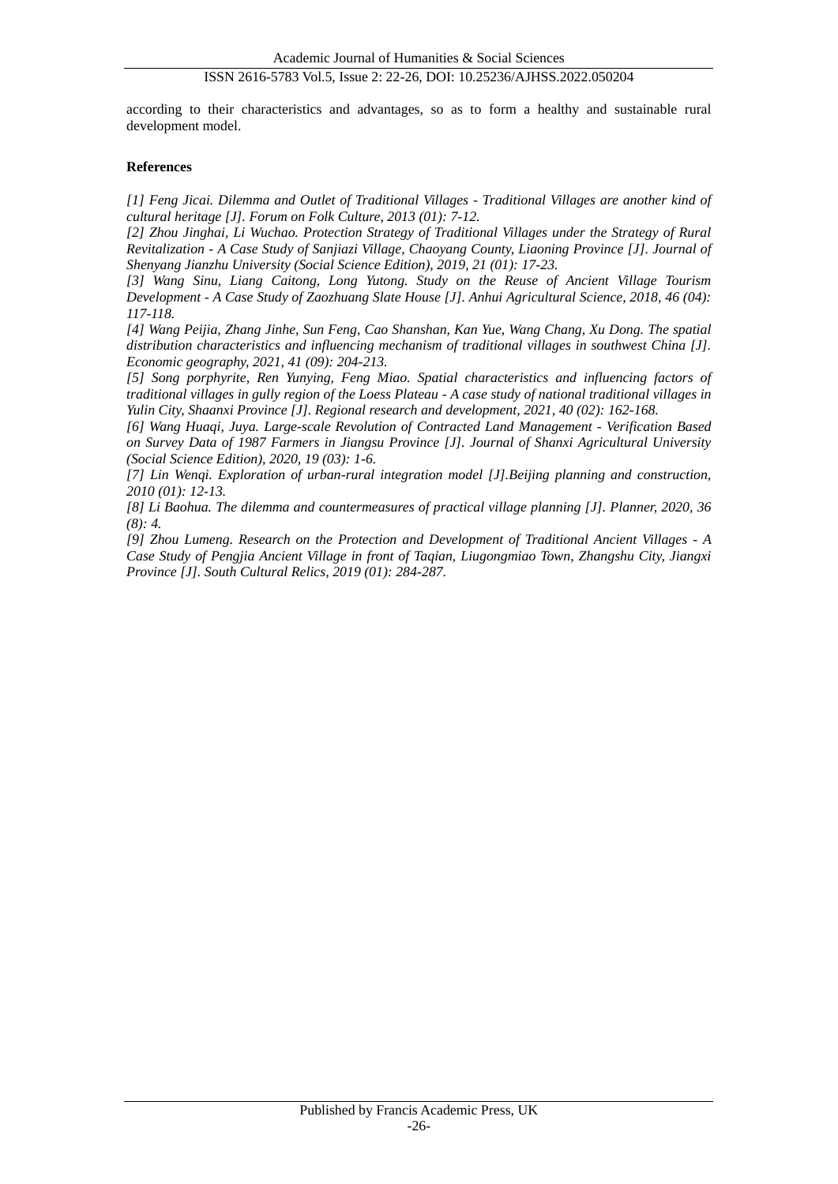according to their characteristics and advantages, so as to form a healthy and sustainable rural development model.

**References**

*[1] Feng Jicai. Dilemma and Outlet of Traditional Villages - Traditional Villages are another kind of cultural heritage [J]. Forum on Folk Culture, 2013 (01): 7-12.*

*[2] Zhou Jinghai, Li Wuchao. Protection Strategy of Traditional Villages under the Strategy of Rural Revitalization - A Case Study of Sanjiazi Village, Chaoyang County, Liaoning Province [J]. Journal of Shenyang Jianzhu University (Social Science Edition), 2019, 21 (01): 17-23.*

*[3] Wang Sinu, Liang Caitong, Long Yutong. Study on the Reuse of Ancient Village Tourism Development - A Case Study of Zaozhuang Slate House [J]. Anhui Agricultural Science, 2018, 46 (04): 117-118.*

*[4] Wang Peijia, Zhang Jinhe, Sun Feng, Cao Shanshan, Kan Yue, Wang Chang, Xu Dong. The spatial distribution characteristics and influencing mechanism of traditional villages in southwest China [J]. Economic geography, 2021, 41 (09): 204-213.*

*[5] Song porphyrite, Ren Yunying, Feng Miao. Spatial characteristics and influencing factors of traditional villages in gully region of the Loess Plateau - A case study of national traditional villages in Yulin City, Shaanxi Province [J]. Regional research and development, 2021, 40 (02): 162-168.*

*[6] Wang Huaqi, Juya. Large-scale Revolution of Contracted Land Management - Verification Based on Survey Data of 1987 Farmers in Jiangsu Province [J]. Journal of Shanxi Agricultural University (Social Science Edition), 2020, 19 (03): 1-6.*

*[7] Lin Wenqi. Exploration of urban-rural integration model [J].Beijing planning and construction, 2010 (01): 12-13.*

*[8] Li Baohua. The dilemma and countermeasures of practical village planning [J]. Planner, 2020, 36 (8): 4.*

*[9] Zhou Lumeng. Research on the Protection and Development of Traditional Ancient Villages - A Case Study of Pengjia Ancient Village in front of Taqian, Liugongmiao Town, Zhangshu City, Jiangxi Province [J]. South Cultural Relics, 2019 (01): 284-287.*